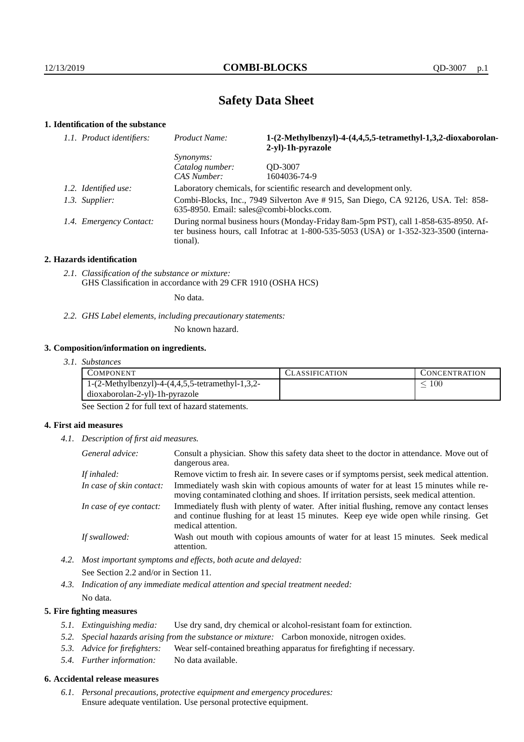# Safety Data Sheet

## 1. Identification of the substance

| | | |
|---|---|---|
| *1.1. Product identifiers:* | *Product Name:* | **1-(2-Methylbenzyl)-4-(4,4,5,5-tetramethyl-1,3,2-dioxaborolan-2-yl)-1h-pyrazole** |
| | *Synonyms:* | |
| | *Catalog number:* | QD-3007 |
| | *CAS Number:* | 1604036-74-9 |
| *1.2. Identified use:* | Laboratory chemicals, for scientific research and development only. | |
| *1.3. Supplier:* | Combi-Blocks, Inc., 7949 Silverton Ave # 915, San Diego, CA 92126, USA. Tel: 858-635-8950. Email: sales@combi-blocks.com. | |
| *1.4. Emergency Contact:* | During normal business hours (Monday-Friday 8am-5pm PST), call 1-858-635-8950. After business hours, call Infotrac at 1-800-535-5053 (USA) or 1-352-323-3500 (international). | |

## 2. Hazards identification

*2.1. Classification of the substance or mixture:*
GHS Classification in accordance with 29 CFR 1910 (OSHA HCS)

No data.

*2.2. GHS Label elements, including precautionary statements:*

No known hazard.

## 3. Composition/information on ingredients.

*3.1. Substances*

| COMPONENT | CLASSIFICATION | CONCENTRATION |
|---|---|---|
| 1-(2-Methylbenzyl)-4-(4,4,5,5-tetramethyl-1,3,2-dioxaborolan-2-yl)-1h-pyrazole | | $\leq 100$ |

See Section 2 for full text of hazard statements.

## 4. First aid measures

*4.1. Description of first aid measures.*

| | |
|---|---|
| *General advice:* | Consult a physician. Show this safety data sheet to the doctor in attendance. Move out of dangerous area. |
| *If inhaled:* | Remove victim to fresh air. In severe cases or if symptoms persist, seek medical attention. |
| *In case of skin contact:* | Immediately wash skin with copious amounts of water for at least 15 minutes while removing contaminated clothing and shoes. If irritation persists, seek medical attention. |
| *In case of eye contact:* | Immediately flush with plenty of water. After initial flushing, remove any contact lenses and continue flushing for at least 15 minutes. Keep eye wide open while rinsing. Get medical attention. |
| *If swallowed:* | Wash out mouth with copious amounts of water for at least 15 minutes. Seek medical attention. |

*4.2. Most important symptoms and effects, both acute and delayed:*

See Section 2.2 and/or in Section 11.

*4.3. Indication of any immediate medical attention and special treatment needed:*

No data.

## 5. Fire fighting measures

*5.1. Extinguishing media:* Use dry sand, dry chemical or alcohol-resistant foam for extinction.

*5.2. Special hazards arising from the substance or mixture:* Carbon monoxide, nitrogen oxides.

*5.3. Advice for firefighters:* Wear self-contained breathing apparatus for firefighting if necessary.

*5.4. Further information:* No data available.

## 6. Accidental release measures

*6.1. Personal precautions, protective equipment and emergency procedures:*
Ensure adequate ventilation. Use personal protective equipment.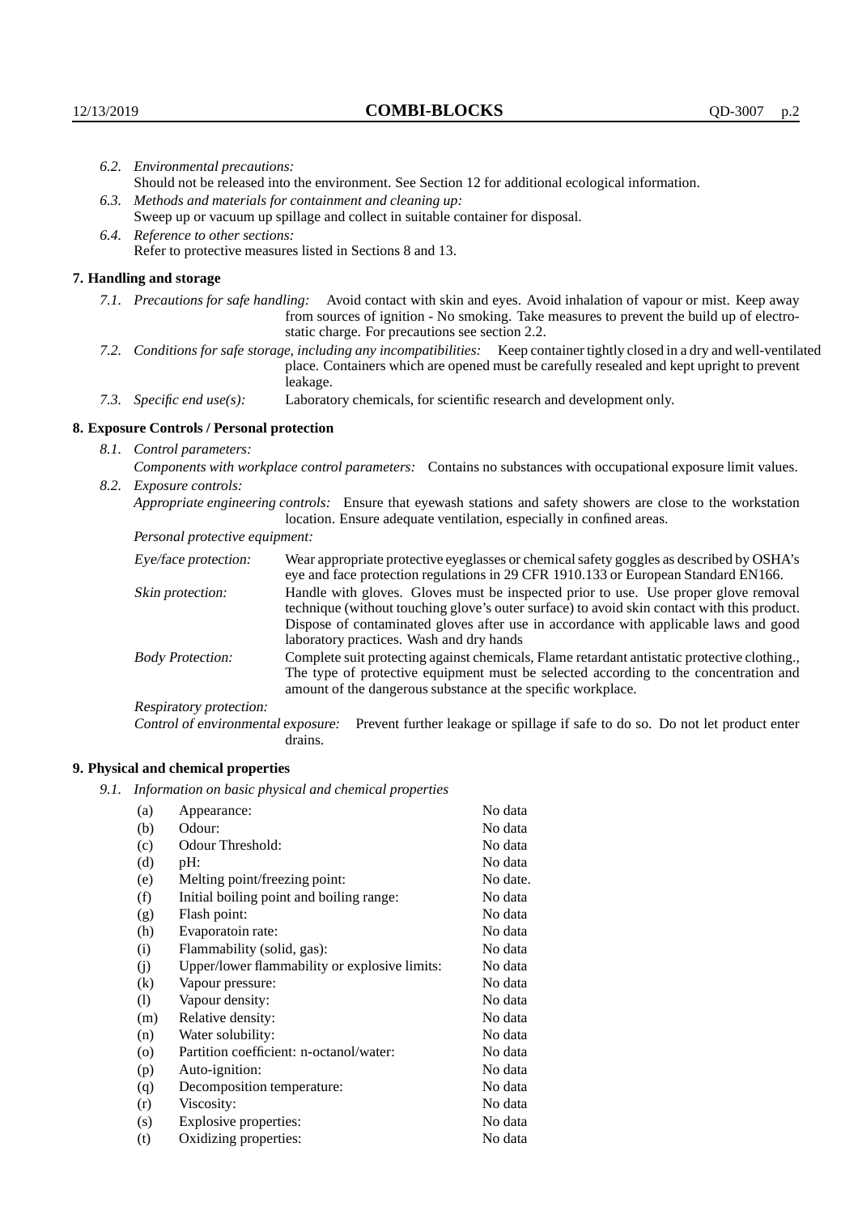*6.2. Environmental precautions:*
Should not be released into the environment. See Section 12 for additional ecological information.

*6.3. Methods and materials for containment and cleaning up:*
Sweep up or vacuum up spillage and collect in suitable container for disposal.

*6.4. Reference to other sections:*
Refer to protective measures listed in Sections 8 and 13.

## 7. Handling and storage

*7.1. Precautions for safe handling:* Avoid contact with skin and eyes. Avoid inhalation of vapour or mist. Keep away from sources of ignition - No smoking. Take measures to prevent the build up of electrostatic charge. For precautions see section 2.2.

*7.2. Conditions for safe storage, including any incompatibilities:* Keep container tightly closed in a dry and well-ventilated place. Containers which are opened must be carefully resealed and kept upright to prevent leakage.

*7.3. Specific end use(s):* Laboratory chemicals, for scientific research and development only.

## 8. Exposure Controls / Personal protection

*8.1. Control parameters:*
*Components with workplace control parameters:* Contains no substances with occupational exposure limit values.

*8.2. Exposure controls:*
*Appropriate engineering controls:* Ensure that eyewash stations and safety showers are close to the workstation location. Ensure adequate ventilation, especially in confined areas.

*Personal protective equipment:*

*Eye/face protection:* Wear appropriate protective eyeglasses or chemical safety goggles as described by OSHA's eye and face protection regulations in 29 CFR 1910.133 or European Standard EN166.

*Skin protection:* Handle with gloves. Gloves must be inspected prior to use. Use proper glove removal technique (without touching glove's outer surface) to avoid skin contact with this product. Dispose of contaminated gloves after use in accordance with applicable laws and good laboratory practices. Wash and dry hands

*Body Protection:* Complete suit protecting against chemicals, Flame retardant antistatic protective clothing., The type of protective equipment must be selected according to the concentration and amount of the dangerous substance at the specific workplace.

*Respiratory protection:*

*Control of environmental exposure:* Prevent further leakage or spillage if safe to do so. Do not let product enter drains.

## 9. Physical and chemical properties

*9.1. Information on basic physical and chemical properties*

| | | |
|---|---|---|
| (a) | Appearance: | No data |
| (b) | Odour: | No data |
| (c) | Odour Threshold: | No data |
| (d) | pH: | No data |
| (e) | Melting point/freezing point: | No date. |
| (f) | Initial boiling point and boiling range: | No data |
| (g) | Flash point: | No data |
| (h) | Evaporatoin rate: | No data |
| (i) | Flammability (solid, gas): | No data |
| (j) | Upper/lower flammability or explosive limits: | No data |
| (k) | Vapour pressure: | No data |
| (l) | Vapour density: | No data |
| (m) | Relative density: | No data |
| (n) | Water solubility: | No data |
| (o) | Partition coefficient: n-octanol/water: | No data |
| (p) | Auto-ignition: | No data |
| (q) | Decomposition temperature: | No data |
| (r) | Viscosity: | No data |
| (s) | Explosive properties: | No data |
| (t) | Oxidizing properties: | No data |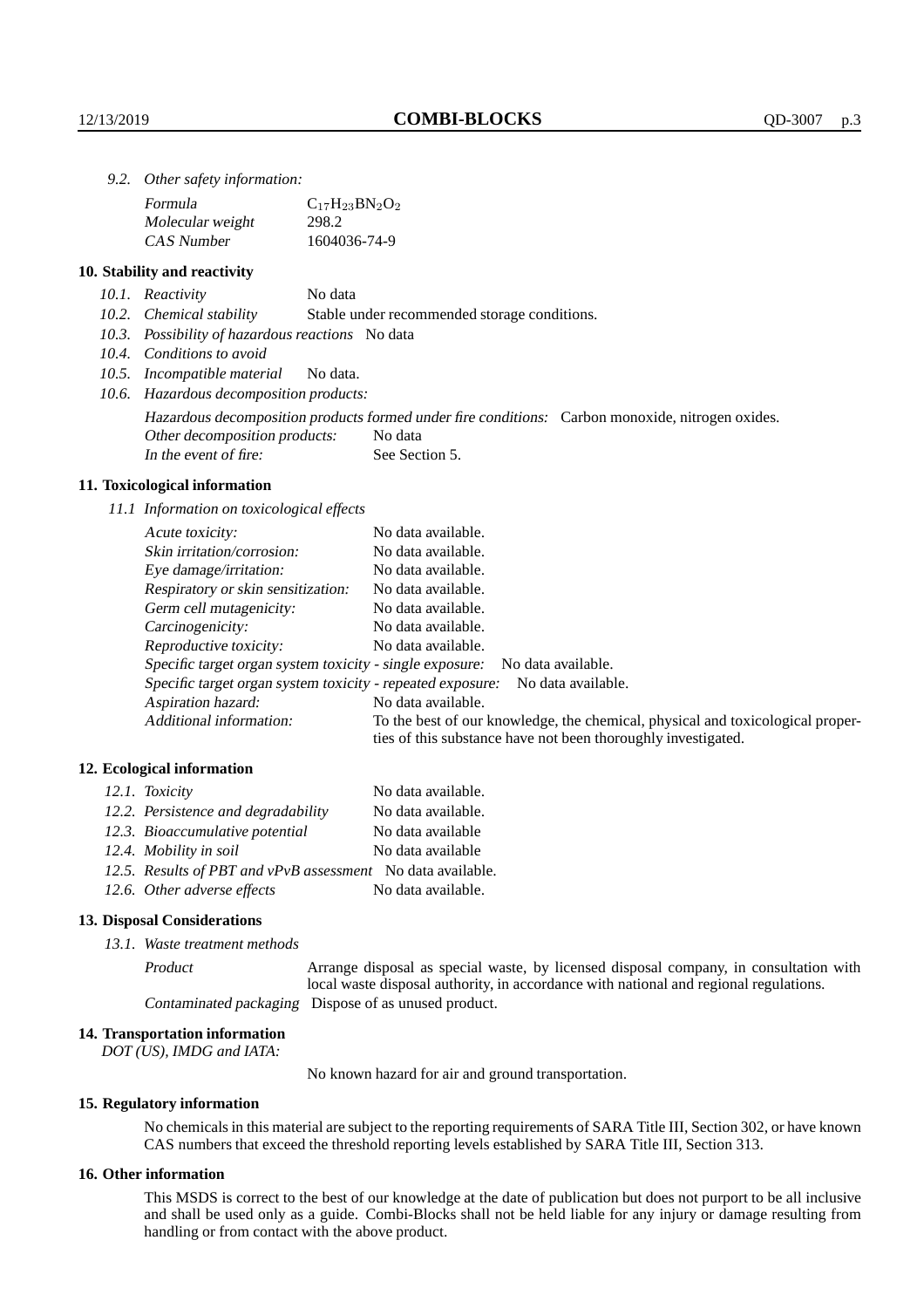*9.2. Other safety information:*

| | |
|---|---|
| *Formula* | $C_{17}H_{23}BN_2O_2$ |
| *Molecular weight* | 298.2 |
| *CAS Number* | 1604036-74-9 |

### 10. Stability and reactivity

*10.1. Reactivity* No data

*10.2. Chemical stability* Stable under recommended storage conditions.

*10.3. Possibility of hazardous reactions* No data

*10.4. Conditions to avoid*

*10.5. Incompatible material* No data.

*10.6. Hazardous decomposition products:*

*Hazardous decomposition products formed under fire conditions:* Carbon monoxide, nitrogen oxides.

*Other decomposition products:* No data

*In the event of fire:* See Section 5.

### 11. Toxicological information

*11.1 Information on toxicological effects*

| | |
|---|---|
| *Acute toxicity:* | No data available. |
| *Skin irritation/corrosion:* | No data available. |
| *Eye damage/irritation:* | No data available. |
| *Respiratory or skin sensitization:* | No data available. |
| *Germ cell mutagenicity:* | No data available. |
| *Carcinogenicity:* | No data available. |
| *Reproductive toxicity:* | No data available. |
| *Specific target organ system toxicity - single exposure:* | No data available. |
| *Specific target organ system toxicity - repeated exposure:* | No data available. |
| *Aspiration hazard:* | No data available. |
| *Additional information:* | To the best of our knowledge, the chemical, physical and toxicological properties of this substance have not been thoroughly investigated. |

### 12. Ecological information

| | |
|---|---|
| *12.1. Toxicity* | No data available. |
| *12.2. Persistence and degradability* | No data available. |
| *12.3. Bioaccumulative potential* | No data available |
| *12.4. Mobility in soil* | No data available |
| *12.5. Results of PBT and vPvB assessment* | No data available. |
| *12.6. Other adverse effects* | No data available. |

### 13. Disposal Considerations

*13.1. Waste treatment methods*

*Product* Arrange disposal as special waste, by licensed disposal company, in consultation with local waste disposal authority, in accordance with national and regional regulations.

*Contaminated packaging* Dispose of as unused product.

### 14. Transportation information

*DOT (US), IMDG and IATA:*

No known hazard for air and ground transportation.

### 15. Regulatory information

No chemicals in this material are subject to the reporting requirements of SARA Title III, Section 302, or have known CAS numbers that exceed the threshold reporting levels established by SARA Title III, Section 313.

### 16. Other information

This MSDS is correct to the best of our knowledge at the date of publication but does not purport to be all inclusive and shall be used only as a guide. Combi-Blocks shall not be held liable for any injury or damage resulting from handling or from contact with the above product.